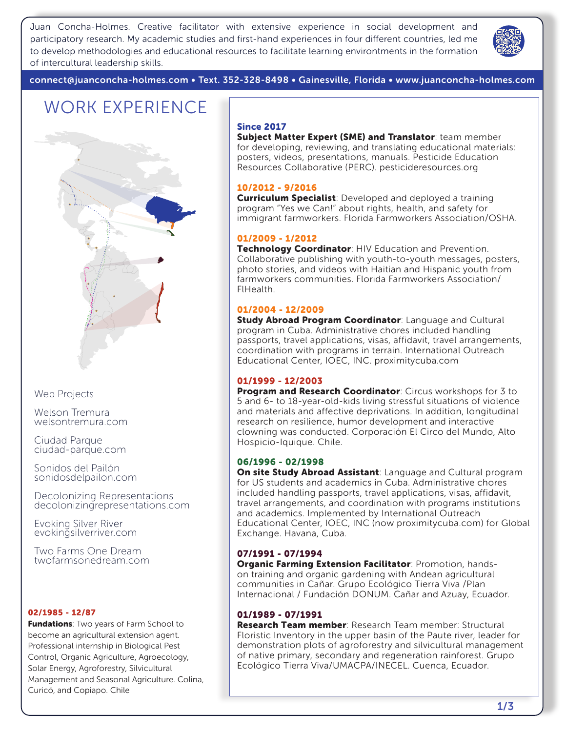Juan Concha-Holmes. Creative facilitator with extensive experience in social development and participatory research. My academic studies and first-hand experiences in four different countries, led me to develop methodologies and educational resources to facilitate learning environtments in the formation of intercultural leadership skills.

connect@juanconcha-holmes.com • Text. 352-328-8498 • Gainesville, Florida • www.juanconcha-holmes.com

# WORK EXPERIENCE

**Since 2017**
**Subject Matter Expert (SME) and Translator**: team member for developing, reviewing, and translating educational materials: posters, videos, presentations, manuals. Pesticide Education Resources Collaborative (PERC). pesticideresources.org

**10/2012 - 9/2016**
**Curriculum Specialist**: Developed and deployed a training program "Yes we Can!" about rights, health, and safety for immigrant farmworkers. Florida Farmworkers Association/OSHA.

**01/2009 - 1/2012**
**Technology Coordinator**: HIV Education and Prevention. Collaborative publishing with youth-to-youth messages, posters, photo stories, and videos with Haitian and Hispanic youth from farmworkers communities. Florida Farmworkers Association/ FlHealth.

**01/2004 - 12/2009**
**Study Abroad Program Coordinator**: Language and Cultural program in Cuba. Administrative chores included handling passports, travel applications, visas, affidavit, travel arrangements, coordination with programs in terrain. International Outreach Educational Center, IOEC, INC. proximitycuba.com

**01/1999 - 12/2003**
**Program and Research Coordinator**: Circus workshops for 3 to 5 and 6- to 18-year-old-kids living stressful situations of violence and materials and affective deprivations. In addition, longitudinal research on resilience, humor development and interactive clowning was conducted. Corporación El Circo del Mundo, Alto Hospicio-Iquique. Chile.

**06/1996 - 02/1998**
**On site Study Abroad Assistant**: Language and Cultural program for US students and academics in Cuba. Administrative chores included handling passports, travel applications, visas, affidavit, travel arrangements, and coordination with programs institutions and academics. Implemented by International Outreach Educational Center, IOEC, INC (now proximitycuba.com) for Global Exchange. Havana, Cuba.

**07/1991 - 07/1994**
**Organic Farming Extension Facilitator**: Promotion, hands-on training and organic gardening with Andean agricultural communities in Cañar. Grupo Ecológico Tierra Viva /Plan Internacional / Fundación DONUM. Cañar and Azuay, Ecuador.

**01/1989 - 07/1991**
**Research Team member**: Research Team member: Structural Floristic Inventory in the upper basin of the Paute river, leader for demonstration plots of agroforestry and silvicultural management of native primary, secondary and regeneration rainforest. Grupo Ecológico Tierra Viva/UMACPA/INECEL. Cuenca, Ecuador.

**02/1985 - 12/87**
**Fundations**: Two years of Farm School to become an agricultural extension agent. Professional internship in Biological Pest Control, Organic Agriculture, Agroecology, Solar Energy, Agroforestry, Silvicultural Management and Seasonal Agriculture. Colina, Curicó, and Copiapo. Chile

## Web Projects

Welson Tremura
welsontremura.com

Ciudad Parque
ciudad-parque.com

Sonidos del Pailón
sonidosdelpailon.com

Decolonizing Representations
decolonizingrepresentations.com

Evoking Silver River
evokingsilverriver.com

Two Farms One Dream
twofarmsonedream.com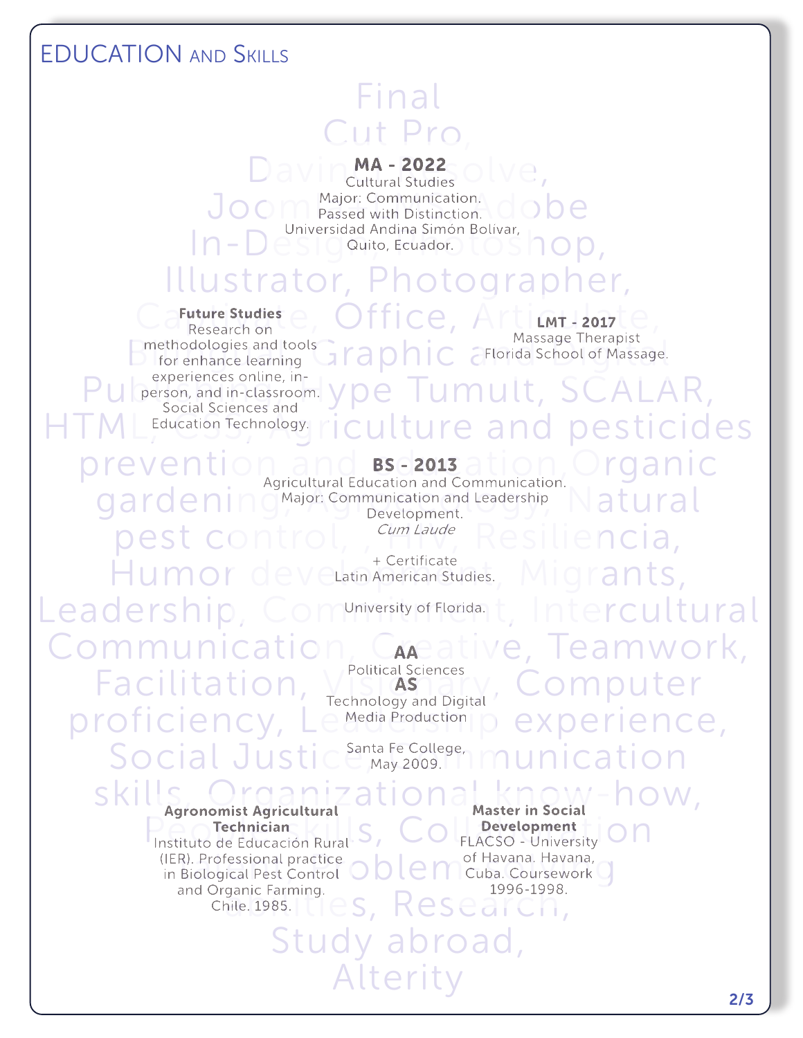# EDUCATION AND SKILLS

**MA - 2022**
Cultural Studies
Major: Communication.
Passed with Distinction.
Universidad Andina Simón Bolivar,
Quito, Ecuador.

**Future Studies**
Research on methodologies and tools for enhance learning experiences online, in-person, and in-classroom. Social Sciences and Education Technology.

**LMT - 2017**
Massage Therapist
Florida School of Massage.

**BS - 2013**
Agricultural Education and Communication.
Major: Communication and Leadership Development.
*Cum Laude*

+ Certificate
Latin American Studies.

University of Florida.

**AA**
Political Sciences

**AS**
Technology and Digital Media Production

Santa Fe College,
May 2009.

**Agronomist Agricultural Technician**
Instituto de Educación Rural (IER). Professional practice in Biological Pest Control and Organic Farming. Chile. 1985.

**Master in Social Development**
FLACSO - University of Havana. Havana, Cuba. Coursework 1996-1998.

Final Cut Pro, DaVinci Resolve, Joomla, Adobe In-Design, Photoshop, Illustrator, Photographer, Candidate, Office, Articulate, Bilingual Graphic and Digital Publishing, Type Tumult, SCALAR, HTML, CSS, Agriculture and pesticides prevention and education, Organic gardening, Agroecology, Natural pest control, , HIV, Resiliencia, Humor development, Migrants, Leadership, Commitment, Intercultural Communication, Creative, Teamwork, Facilitation, Visionary, Computer proficiency, Leadership experience, Social Justice, Communication skills, Organizational know-how, People skills, Collaboration, Problem solving, Qualities, Research, Study abroad, Alterity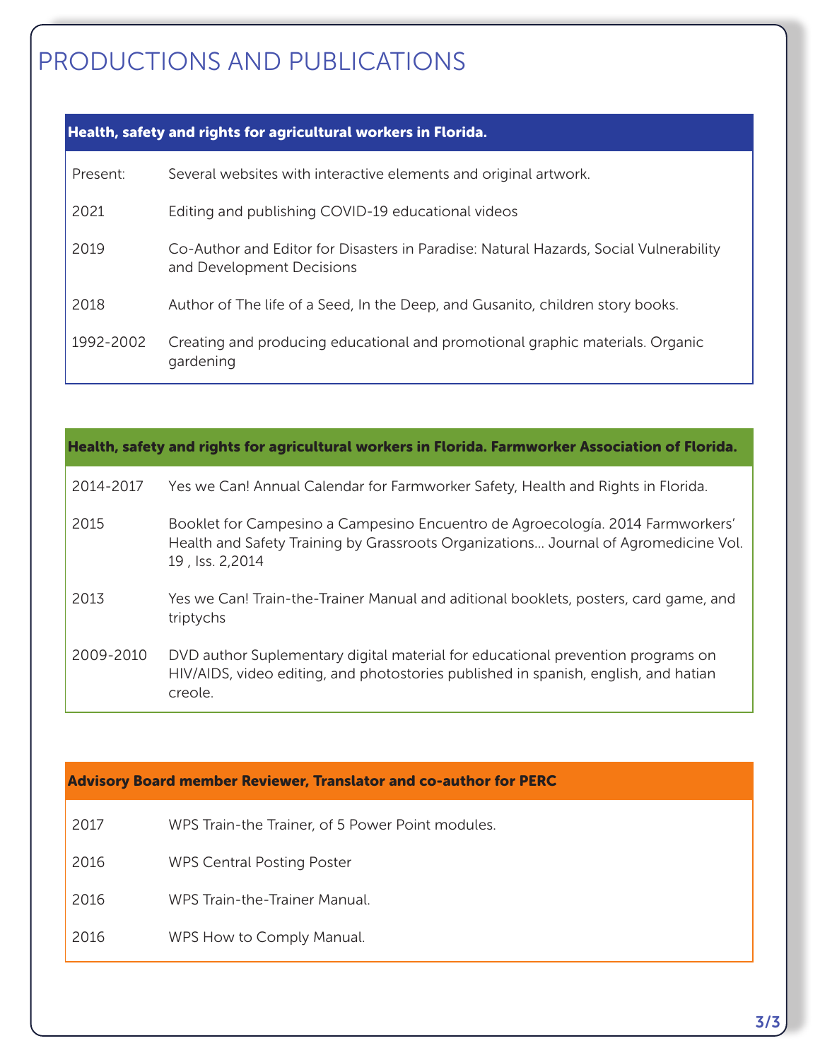# PRODUCTIONS AND PUBLICATIONS

| Health, safety and rights for agricultural workers in Florida. | |
|---|---|
| Present: | Several websites with interactive elements and original artwork. |
| 2021 | Editing and publishing COVID-19 educational videos |
| 2019 | Co-Author and Editor for Disasters in Paradise: Natural Hazards, Social Vulnerability and Development Decisions |
| 2018 | Author of The life of a Seed, In the Deep, and Gusanito, children story books. |
| 1992-2002 | Creating and producing educational and promotional graphic materials. Organic gardening |

| Health, safety and rights for agricultural workers in Florida. Farmworker Association of Florida. | |
|---|---|
| 2014-2017 | Yes we Can! Annual Calendar for Farmworker Safety, Health and Rights in Florida. |
| 2015 | Booklet for Campesino a Campesino Encuentro de Agroecología. 2014 Farmworkers' Health and Safety Training by Grassroots Organizations... Journal of Agromedicine Vol. 19 , Iss. 2,2014 |
| 2013 | Yes we Can! Train-the-Trainer Manual and aditional booklets, posters, card game, and triptychs |
| 2009-2010 | DVD author Suplementary digital material for educational prevention programs on HIV/AIDS, video editing, and photostories published in spanish, english, and hatian creole. |

| Advisory Board member Reviewer, Translator and co-author for PERC | |
|---|---|
| 2017 | WPS Train-the Trainer, of 5 Power Point modules. |
| 2016 | WPS Central Posting Poster |
| 2016 | WPS Train-the-Trainer Manual. |
| 2016 | WPS How to Comply Manual. |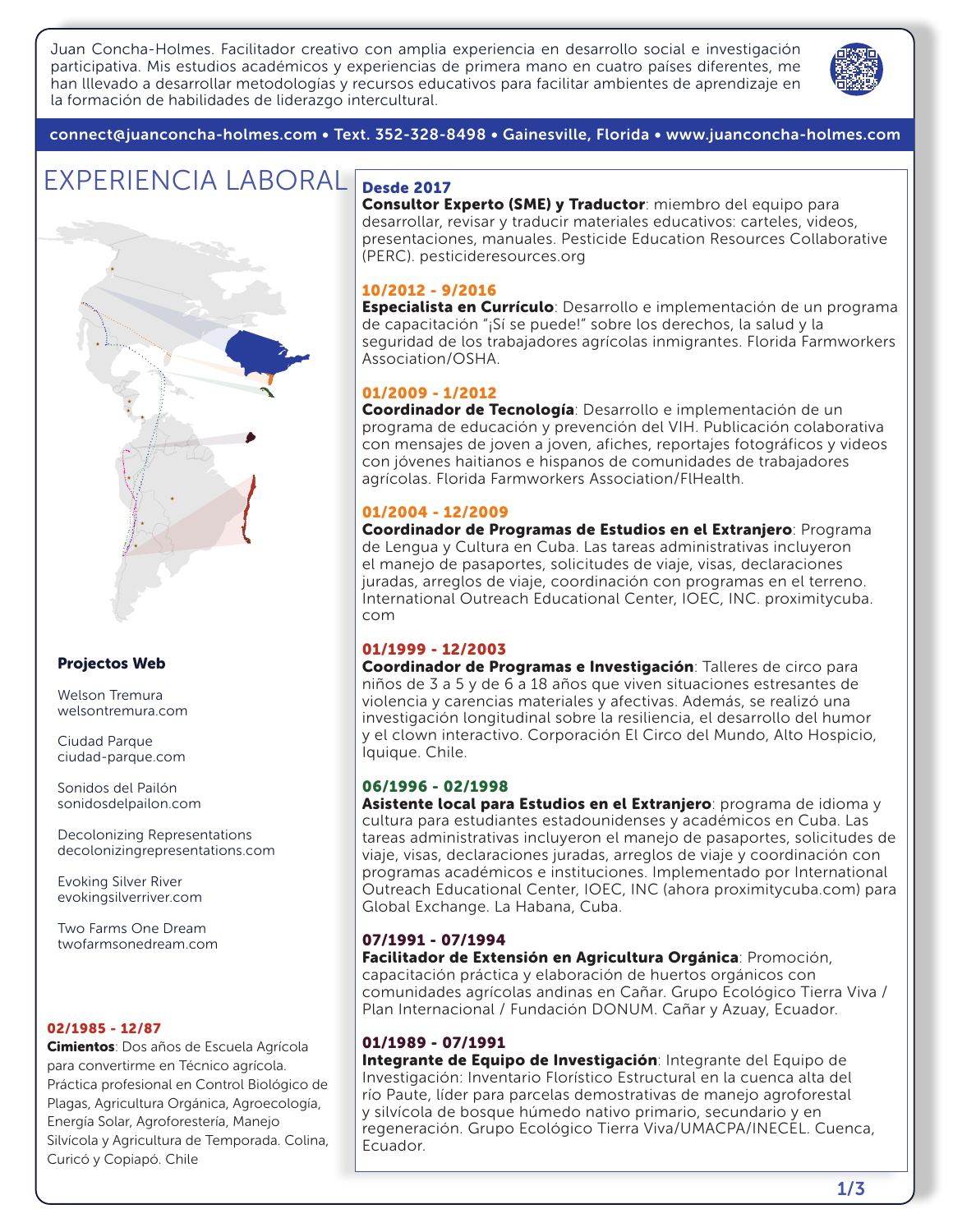Juan Concha-Holmes. Facilitador creativo con amplia experiencia en desarrollo social e investigación participativa. Mis estudios académicos y experiencias de primera mano en cuatro países diferentes, me han lllevado a desarrollar metodologías y recursos educativos para facilitar ambientes de aprendizaje en la formación de habilidades de liderazgo intercultural.

connect@juanconcha-holmes.com • Text. 352-328-8498 • Gainesville, Florida • www.juanconcha-holmes.com

# EXPERIENCIA LABORAL

**Desde 2017**
**Consultor Experto (SME) y Traductor**: miembro del equipo para desarrollar, revisar y traducir materiales educativos: carteles, videos, presentaciones, manuales. Pesticide Education Resources Collaborative (PERC). pesticideresources.org

**10/2012 - 9/2016**
**Especialista en Currículo**: Desarrollo e implementación de un programa de capacitación "¡Sí se puede!" sobre los derechos, la salud y la seguridad de los trabajadores agrícolas inmigrantes. Florida Farmworkers Association/OSHA.

**01/2009 - 1/2012**
**Coordinador de Tecnología**: Desarrollo e implementación de un programa de educación y prevención del VIH. Publicación colaborativa con mensajes de joven a joven, afiches, reportajes fotográficos y videos con jóvenes haitianos e hispanos de comunidades de trabajadores agrícolas. Florida Farmworkers Association/FlHealth.

**01/2004 - 12/2009**
**Coordinador de Programas de Estudios en el Extranjero**: Programa de Lengua y Cultura en Cuba. Las tareas administrativas incluyeron el manejo de pasaportes, solicitudes de viaje, visas, declaraciones juradas, arreglos de viaje, coordinación con programas en el terreno. International Outreach Educational Center, IOEC, INC. proximitycuba.com

**01/1999 - 12/2003**
**Coordinador de Programas e Investigación**: Talleres de circo para niños de 3 a 5 y de 6 a 18 años que viven situaciones estresantes de violencia y carencias materiales y afectivas. Además, se realizó una investigación longitudinal sobre la resiliencia, el desarrollo del humor y el clown interactivo. Corporación El Circo del Mundo, Alto Hospicio, Iquique. Chile.

**06/1996 - 02/1998**
**Asistente local para Estudios en el Extranjero**: programa de idioma y cultura para estudiantes estadounidenses y académicos en Cuba. Las tareas administrativas incluyeron el manejo de pasaportes, solicitudes de viaje, visas, declaraciones juradas, arreglos de viaje y coordinación con programas académicos e instituciones. Implementado por International Outreach Educational Center, IOEC, INC (ahora proximitycuba.com) para Global Exchange. La Habana, Cuba.

**07/1991 - 07/1994**
**Facilitador de Extensión en Agricultura Orgánica**: Promoción, capacitación práctica y elaboración de huertos orgánicos con comunidades agrícolas andinas en Cañar. Grupo Ecológico Tierra Viva / Plan Internacional / Fundación DONUM. Cañar y Azuay, Ecuador.

**01/1989 - 07/1991**
**Integrante de Equipo de Investigación**: Integrante del Equipo de Investigación: Inventario Florístico Estructural en la cuenca alta del río Paute, líder para parcelas demostrativas de manejo agroforestal y silvícola de bosque húmedo nativo primario, secundario y en regeneración. Grupo Ecológico Tierra Viva/UMACPA/INECEL. Cuenca, Ecuador.

**02/1985 - 12/87**
**Cimientos**: Dos años de Escuela Agrícola para convertirme en Técnico agrícola. Práctica profesional en Control Biológico de Plagas, Agricultura Orgánica, Agroecología, Energía Solar, Agroforestería, Manejo Silvícola y Agricultura de Temporada. Colina, Curicó y Copiapó. Chile

### Projectos Web

Welson Tremura
welsontremura.com

Ciudad Parque
ciudad-parque.com

Sonidos del Pailón
sonidosdelpailon.com

Decolonizing Representations
decolonizingrepresentations.com

Evoking Silver River
evokingsilverriver.com

Two Farms One Dream
twofarmsonedream.com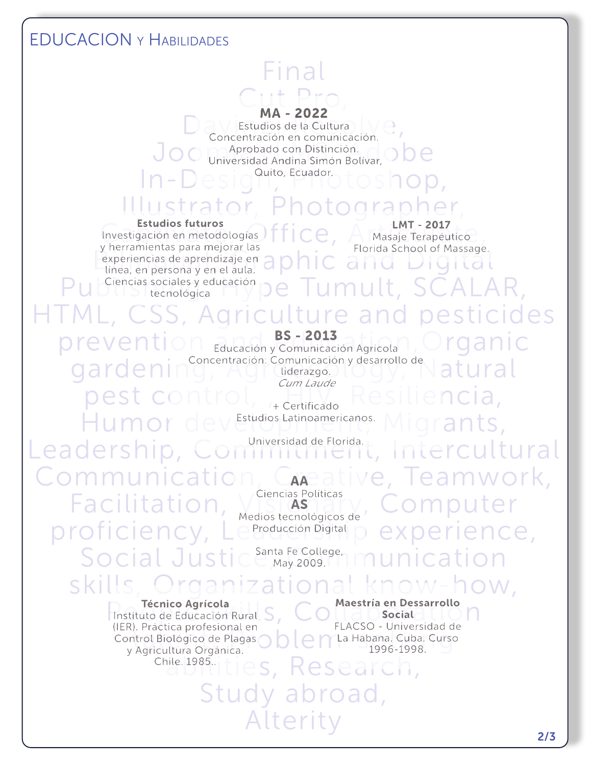## EDUCACION Y HABILIDADES

**MA - 2022**
Estudios de la Cultura
Concentración en comunicación.
Aprobado con Distinción.
Universidad Andina Simón Bolívar,
Quito, Ecuador.

**Estudios futuros**
Investigación en metodologías y herramientas para mejorar las experiencias de aprendizaje en línea, en persona y en el aula.
Ciencias sociales y educación tecnológica

**LMT - 2017**
Masaje Terapéutico
Florida School of Massage.

**BS - 2013**
Educación y Comunicación Agricola
Concentración: Comunicación y desarrollo de liderazgo.
*Cum Laude*

+ Certificado
Estudios Latinoamericanos.

Universidad de Florida.

**AA**
Ciencias Políticas

**AS**
Medios tecnológicos de Producción Digital

Santa Fe College,
May 2009.

**Técnico Agrícola**
Instituto de Educación Rural (IER). Práctica profesional en Control Biológico de Plagas y Agricultura Orgánica.
Chile. 1985..

**Maestría en Dessarrollo Social**
FLACSO - Universidad de La Habana. Cuba. Curso 1996-1998.

Final Cut Pro, DaVinci Resolve, Joomla, Adobe In-Design, Photoshop, Illustrator, Photographer, Google, Office, Antidote, Editor, Graphic and Digital Publishing, Hype Tumult, SCALAR, HTML, CSS, Agriculture and pesticides prevention and reduction, Organic gardening, Agroecology, Natural pest control, HIV, Resiliencia, Humor development, Migrants, Leadership, Commitment, Intercultural Communication, Creative, Teamwork, Facilitation, Visionary, Computer proficiency, Leadership experience, Social Justice, Communication skills, Organizational know-how, People skills, Collaboration, Problem solving abilities, Research, Study abroad, Alterity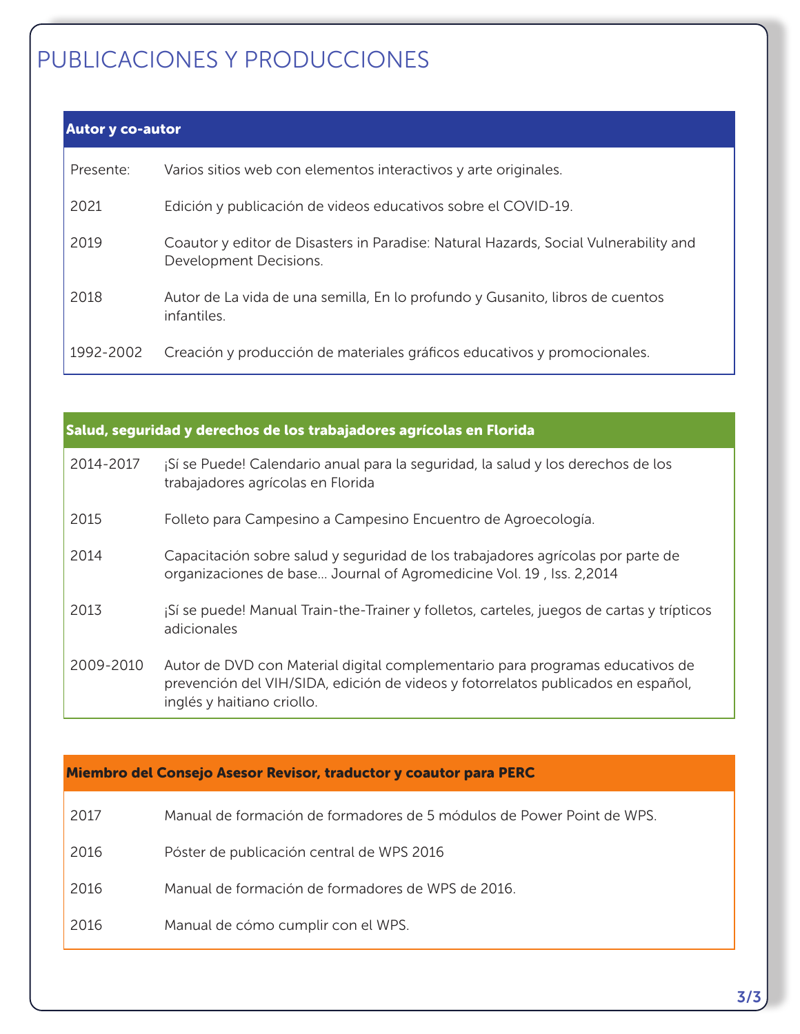# PUBLICACIONES Y PRODUCCIONES

| Autor y co-autor | |
|---|---|
| Presente: | Varios sitios web con elementos interactivos y arte originales. |
| 2021 | Edición y publicación de videos educativos sobre el COVID-19. |
| 2019 | Coautor y editor de Disasters in Paradise: Natural Hazards, Social Vulnerability and Development Decisions. |
| 2018 | Autor de La vida de una semilla, En lo profundo y Gusanito, libros de cuentos infantiles. |
| 1992-2002 | Creación y producción de materiales gráficos educativos y promocionales. |

| Salud, seguridad y derechos de los trabajadores agrícolas en Florida | |
|---|---|
| 2014-2017 | ¡Sí se Puede! Calendario anual para la seguridad, la salud y los derechos de los trabajadores agrícolas en Florida |
| 2015 | Folleto para Campesino a Campesino Encuentro de Agroecología. |
| 2014 | Capacitación sobre salud y seguridad de los trabajadores agrícolas por parte de organizaciones de base... Journal of Agromedicine Vol. 19 , Iss. 2,2014 |
| 2013 | ¡Sí se puede! Manual Train-the-Trainer y folletos, carteles, juegos de cartas y trípticos adicionales |
| 2009-2010 | Autor de DVD con Material digital complementario para programas educativos de prevención del VIH/SIDA, edición de videos y fotorrelatos publicados en español, inglés y haitiano criollo. |

| Miembro del Consejo Asesor Revisor, traductor y coautor para PERC | |
|---|---|
| 2017 | Manual de formación de formadores de 5 módulos de Power Point de WPS. |
| 2016 | Póster de publicación central de WPS 2016 |
| 2016 | Manual de formación de formadores de WPS de 2016. |
| 2016 | Manual de cómo cumplir con el WPS. |